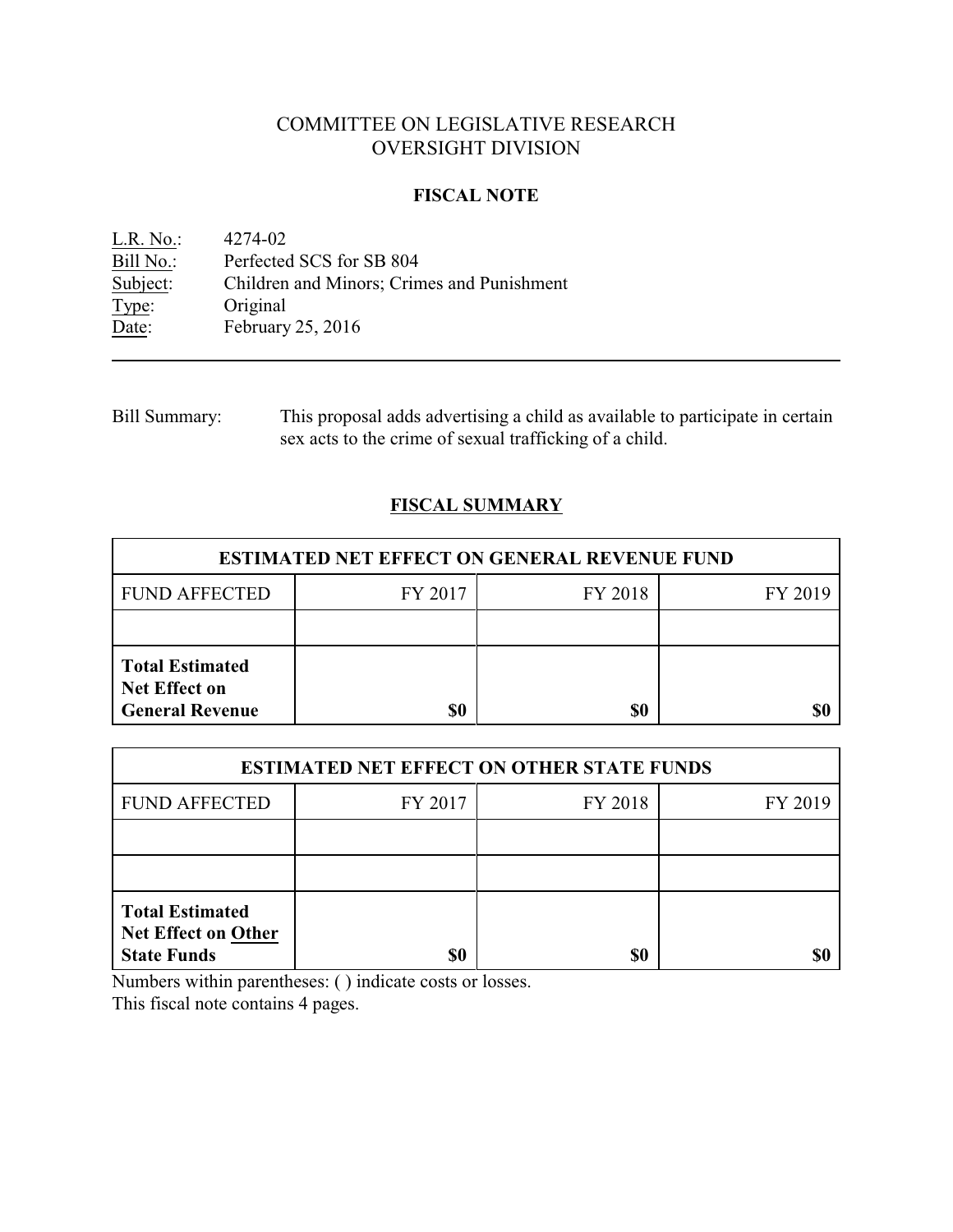# COMMITTEE ON LEGISLATIVE RESEARCH
# OVERSIGHT DIVISION

## FISCAL NOTE

L.R. No.: 4274-02
Bill No.: Perfected SCS for SB 804
Subject: Children and Minors; Crimes and Punishment
Type: Original
Date: February 25, 2016

---

Bill Summary: This proposal adds advertising a child as available to participate in certain sex acts to the crime of sexual trafficking of a child.

## FISCAL SUMMARY

| ESTIMATED NET EFFECT ON GENERAL REVENUE FUND | | | |
|---|---|---|---|
| FUND AFFECTED | FY 2017 | FY 2018 | FY 2019 |
| | | | |
| **Total Estimated Net Effect on General Revenue** | **$0** | **$0** | **$0** |

| ESTIMATED NET EFFECT ON OTHER STATE FUNDS | | | |
|---|---|---|---|
| FUND AFFECTED | FY 2017 | FY 2018 | FY 2019 |
| | | | |
| | | | |
| **Total Estimated Net Effect on Other State Funds** | **$0** | **$0** | **$0** |

Numbers within parentheses: ( ) indicate costs or losses.
This fiscal note contains 4 pages.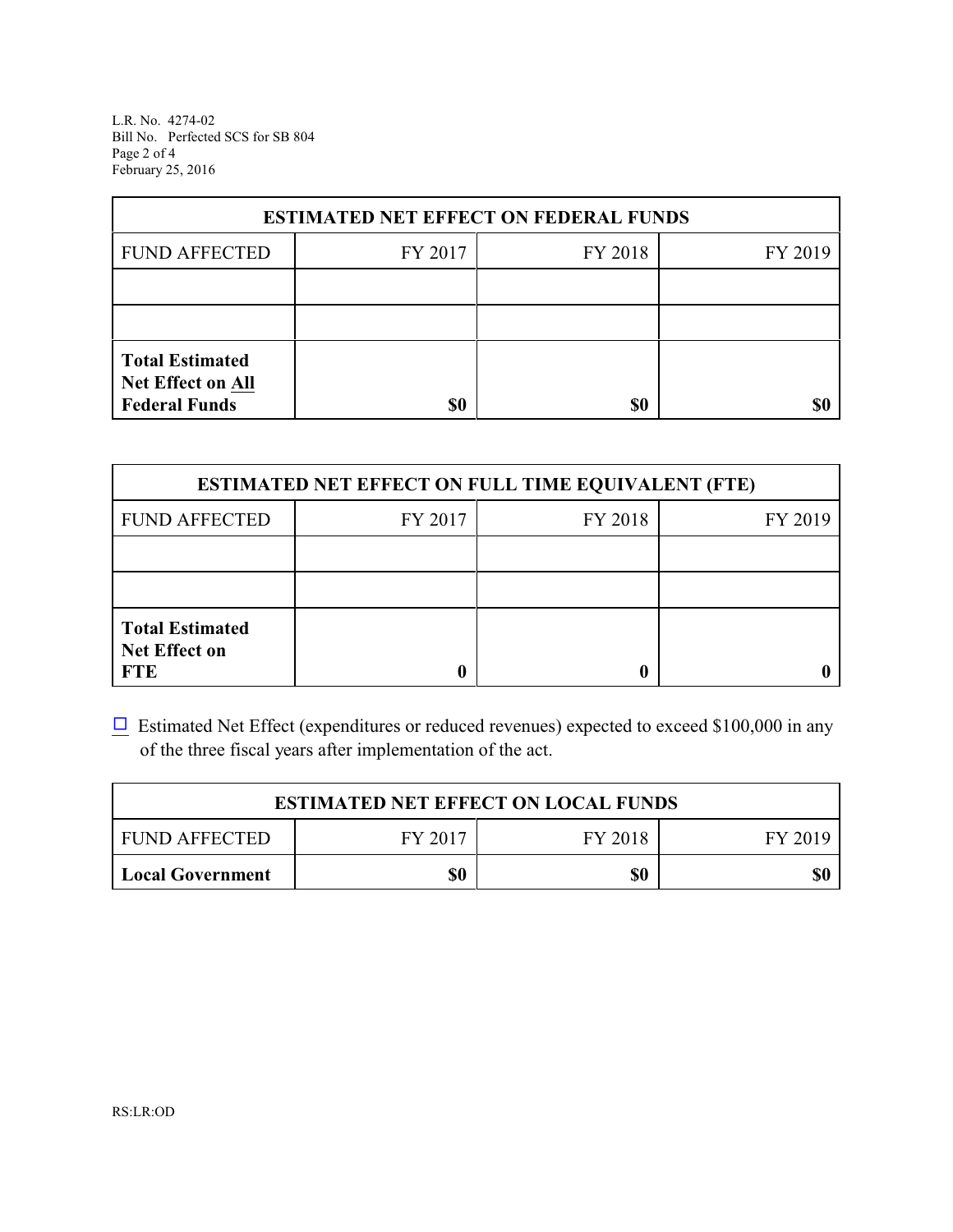| ESTIMATED NET EFFECT ON FEDERAL FUNDS | | | |
|---|---|---|---|
| FUND AFFECTED | FY 2017 | FY 2018 | FY 2019 |
| | | | |
| | | | |
| **Total Estimated Net Effect on All Federal Funds** | **$0** | **$0** | **$0** |

| ESTIMATED NET EFFECT ON FULL TIME EQUIVALENT (FTE) | | | |
|---|---|---|---|
| FUND AFFECTED | FY 2017 | FY 2018 | FY 2019 |
| | | | |
| | | | |
| **Total Estimated Net Effect on FTE** | **0** | **0** | **0** |

☐ Estimated Net Effect (expenditures or reduced revenues) expected to exceed $100,000 in any of the three fiscal years after implementation of the act.

| ESTIMATED NET EFFECT ON LOCAL FUNDS | | | |
|---|---|---|---|
| FUND AFFECTED | FY 2017 | FY 2018 | FY 2019 |
| **Local Government** | **$0** | **$0** | **$0** |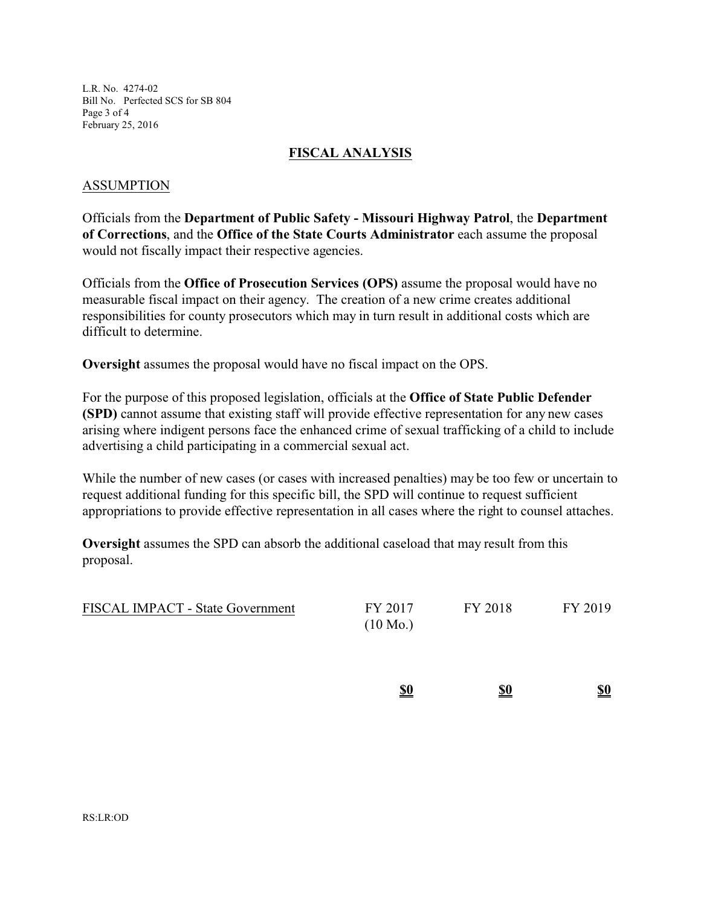## FISCAL ANALYSIS

### ASSUMPTION

Officials from the **Department of Public Safety - Missouri Highway Patrol**, the **Department of Corrections**, and the **Office of the State Courts Administrator** each assume the proposal would not fiscally impact their respective agencies.

Officials from the **Office of Prosecution Services (OPS)** assume the proposal would have no measurable fiscal impact on their agency. The creation of a new crime creates additional responsibilities for county prosecutors which may in turn result in additional costs which are difficult to determine.

**Oversight** assumes the proposal would have no fiscal impact on the OPS.

For the purpose of this proposed legislation, officials at the **Office of State Public Defender (SPD)** cannot assume that existing staff will provide effective representation for any new cases arising where indigent persons face the enhanced crime of sexual trafficking of a child to include advertising a child participating in a commercial sexual act.

While the number of new cases (or cases with increased penalties) may be too few or uncertain to request additional funding for this specific bill, the SPD will continue to request sufficient appropriations to provide effective representation in all cases where the right to counsel attaches.

**Oversight** assumes the SPD can absorb the additional caseload that may result from this proposal.

| FISCAL IMPACT - State Government | FY 2017 (10 Mo.) | FY 2018 | FY 2019 |
|---|---|---|---|
| | **$0** | **$0** | **$0** |

RS:LR:OD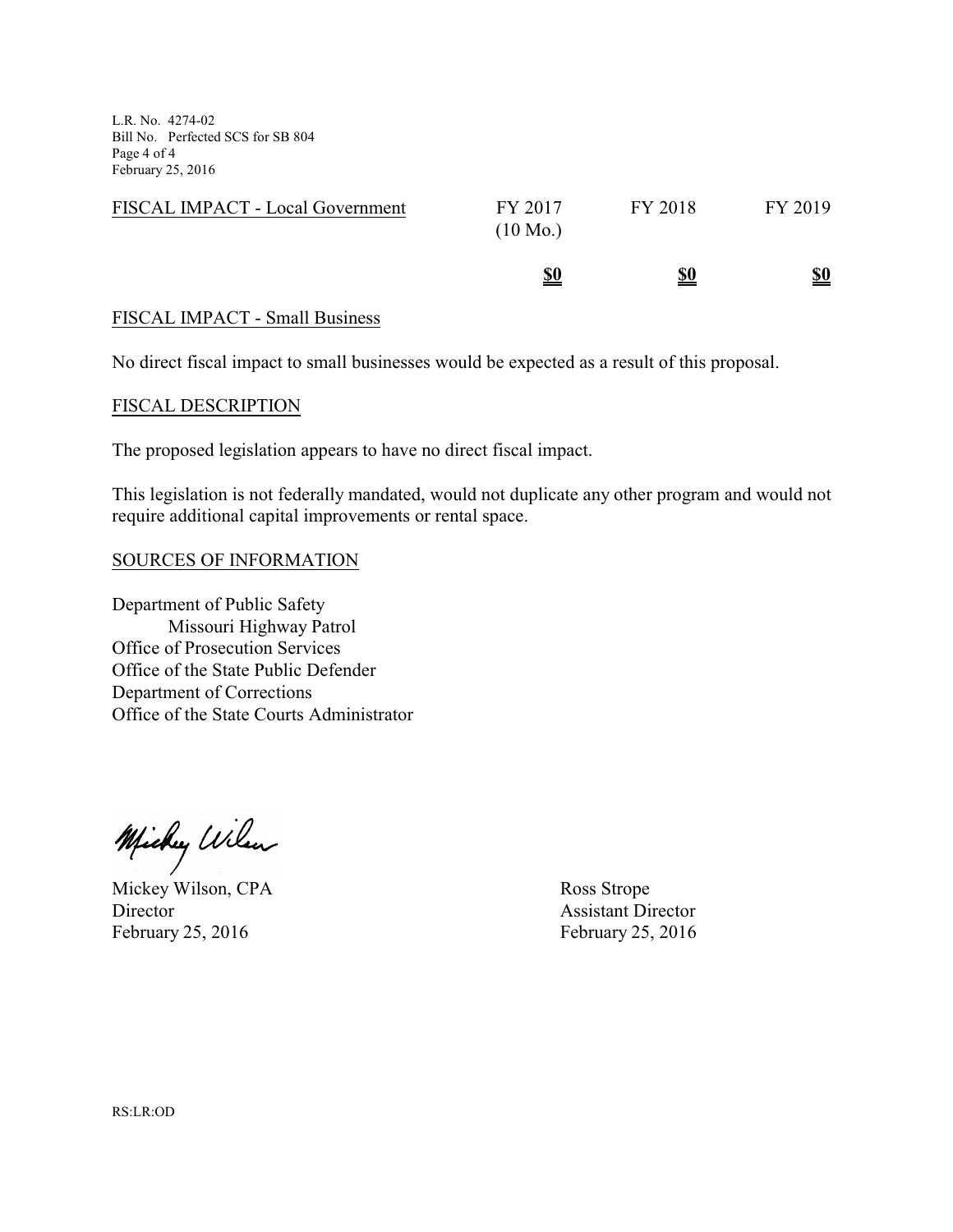| FISCAL IMPACT - Local Government | FY 2017 (10 Mo.) | FY 2018 | FY 2019 |
|---|---|---|---|
| | **$0** | **$0** | **$0** |

FISCAL IMPACT - Small Business

No direct fiscal impact to small businesses would be expected as a result of this proposal.

FISCAL DESCRIPTION

The proposed legislation appears to have no direct fiscal impact.

This legislation is not federally mandated, would not duplicate any other program and would not require additional capital improvements or rental space.

SOURCES OF INFORMATION

Department of Public Safety
    Missouri Highway Patrol
Office of Prosecution Services
Office of the State Public Defender
Department of Corrections
Office of the State Courts Administrator

Mickey Wilson, CPA
Director
February 25, 2016

Ross Strope
Assistant Director
February 25, 2016

RS:LR:OD